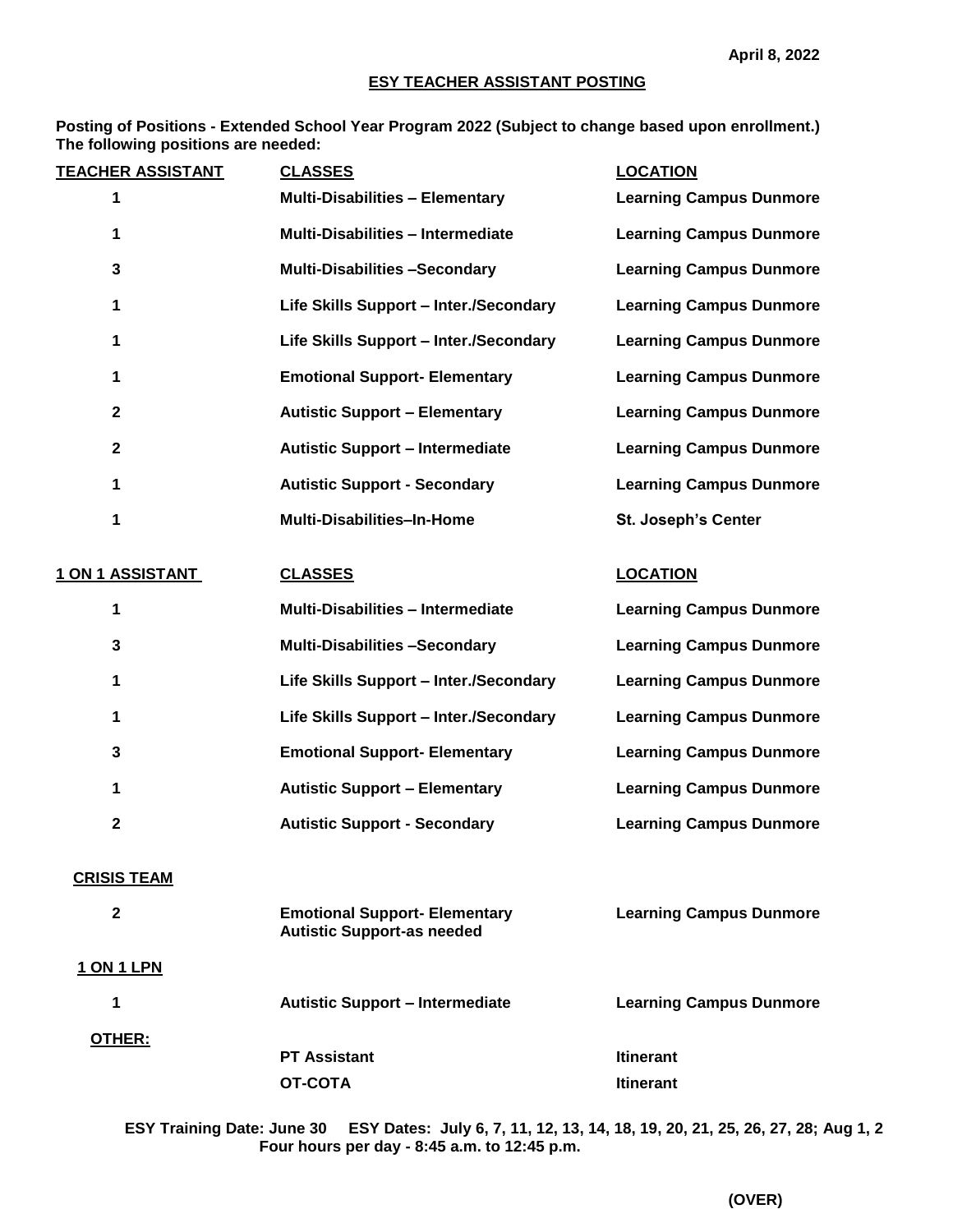**April 8, 2022**

## ESY TEACHER ASSISTANT POSTING

**Posting of Positions - Extended School Year Program 2022 (Subject to change based upon enrollment.) The following positions are needed:**

| TEACHER ASSISTANT | CLASSES | LOCATION |
|---|---|---|
| 1 | Multi-Disabilities – Elementary | Learning Campus Dunmore |
| 1 | Multi-Disabilities – Intermediate | Learning Campus Dunmore |
| 3 | Multi-Disabilities –Secondary | Learning Campus Dunmore |
| 1 | Life Skills Support – Inter./Secondary | Learning Campus Dunmore |
| 1 | Life Skills Support – Inter./Secondary | Learning Campus Dunmore |
| 1 | Emotional Support- Elementary | Learning Campus Dunmore |
| 2 | Autistic Support – Elementary | Learning Campus Dunmore |
| 2 | Autistic Support – Intermediate | Learning Campus Dunmore |
| 1 | Autistic Support - Secondary | Learning Campus Dunmore |
| 1 | Multi-Disabilities–In-Home | St. Joseph's Center |

| 1 ON 1 ASSISTANT | CLASSES | LOCATION |
|---|---|---|
| 1 | Multi-Disabilities – Intermediate | Learning Campus Dunmore |
| 3 | Multi-Disabilities –Secondary | Learning Campus Dunmore |
| 1 | Life Skills Support – Inter./Secondary | Learning Campus Dunmore |
| 1 | Life Skills Support – Inter./Secondary | Learning Campus Dunmore |
| 3 | Emotional Support- Elementary | Learning Campus Dunmore |
| 1 | Autistic Support – Elementary | Learning Campus Dunmore |
| 2 | Autistic Support - Secondary | Learning Campus Dunmore |

**CRISIS TEAM**

| | | |
|---|---|---|
| 2 | Emotional Support- Elementary<br>Autistic Support-as needed | Learning Campus Dunmore |

**1 ON 1 LPN**

| | | |
|---|---|---|
| 1 | Autistic Support – Intermediate | Learning Campus Dunmore |

**OTHER:**

| | | |
|---|---|---|
| | PT Assistant | Itinerant |
| | OT-COTA | Itinerant |

**ESY Training Date: June 30 ESY Dates: July 6, 7, 11, 12, 13, 14, 18, 19, 20, 21, 25, 26, 27, 28; Aug 1, 2**
**Four hours per day - 8:45 a.m. to 12:45 p.m.**

**(OVER)**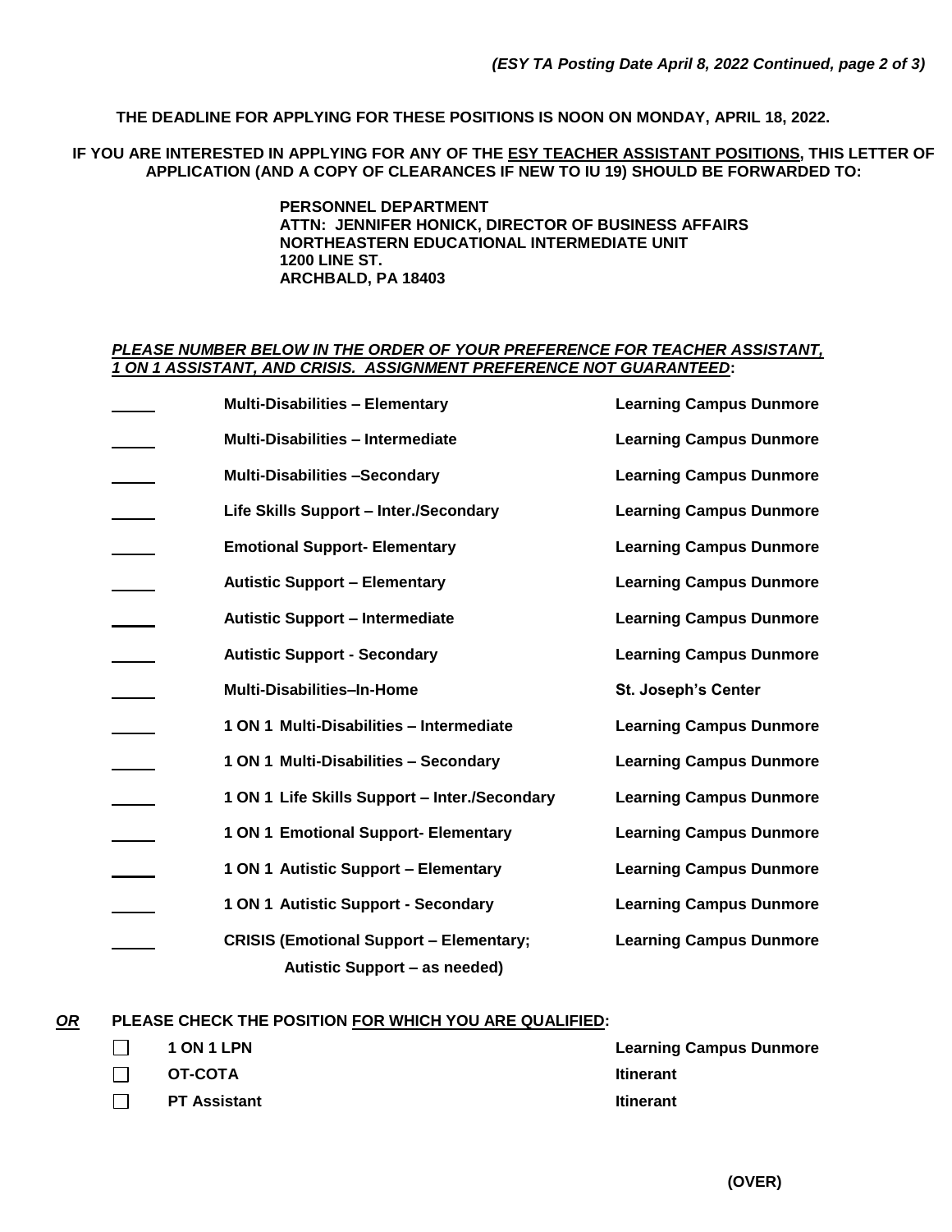**THE DEADLINE FOR APPLYING FOR THESE POSITIONS IS NOON ON MONDAY, APRIL 18, 2022.**

**IF YOU ARE INTERESTED IN APPLYING FOR ANY OF THE <u>ESY TEACHER ASSISTANT POSITIONS</u>, THIS LETTER OF APPLICATION (AND A COPY OF CLEARANCES IF NEW TO IU 19) SHOULD BE FORWARDED TO:**

**PERSONNEL DEPARTMENT**
**ATTN: JENNIFER HONICK, DIRECTOR OF BUSINESS AFFAIRS**
**NORTHEASTERN EDUCATIONAL INTERMEDIATE UNIT**
**1200 LINE ST.**
**ARCHBALD, PA 18403**

***<u>PLEASE NUMBER BELOW IN THE ORDER OF YOUR PREFERENCE FOR TEACHER ASSISTANT, 1 ON 1 ASSISTANT, AND CRISIS. ASSIGNMENT PREFERENCE NOT GUARANTEED</u>*:**

| Preference | Position | Location |
|---|---|---|
| _____ | **Multi-Disabilities – Elementary** | **Learning Campus Dunmore** |
| _____ | **Multi-Disabilities – Intermediate** | **Learning Campus Dunmore** |
| _____ | **Multi-Disabilities –Secondary** | **Learning Campus Dunmore** |
| _____ | **Life Skills Support – Inter./Secondary** | **Learning Campus Dunmore** |
| _____ | **Emotional Support- Elementary** | **Learning Campus Dunmore** |
| _____ | **Autistic Support – Elementary** | **Learning Campus Dunmore** |
| _____ | **Autistic Support – Intermediate** | **Learning Campus Dunmore** |
| _____ | **Autistic Support - Secondary** | **Learning Campus Dunmore** |
| _____ | **Multi-Disabilities–In-Home** | **St. Joseph's Center** |
| _____ | **1 ON 1 Multi-Disabilities – Intermediate** | **Learning Campus Dunmore** |
| _____ | **1 ON 1 Multi-Disabilities – Secondary** | **Learning Campus Dunmore** |
| _____ | **1 ON 1 Life Skills Support – Inter./Secondary** | **Learning Campus Dunmore** |
| _____ | **1 ON 1 Emotional Support- Elementary** | **Learning Campus Dunmore** |
| _____ | **1 ON 1 Autistic Support – Elementary** | **Learning Campus Dunmore** |
| _____ | **1 ON 1 Autistic Support - Secondary** | **Learning Campus Dunmore** |
| _____ | **CRISIS (Emotional Support – Elementary; Autistic Support – as needed)** | **Learning Campus Dunmore** |

***<u>OR</u>*** **PLEASE CHECK THE POSITION <u>FOR WHICH YOU ARE QUALIFIED</u>:**

| | Position | Location |
|---|---|---|
| ☐ | **1 ON 1 LPN** | **Learning Campus Dunmore** |
| ☐ | **OT-COTA** | **Itinerant** |
| ☐ | **PT Assistant** | **Itinerant** |

**(OVER)**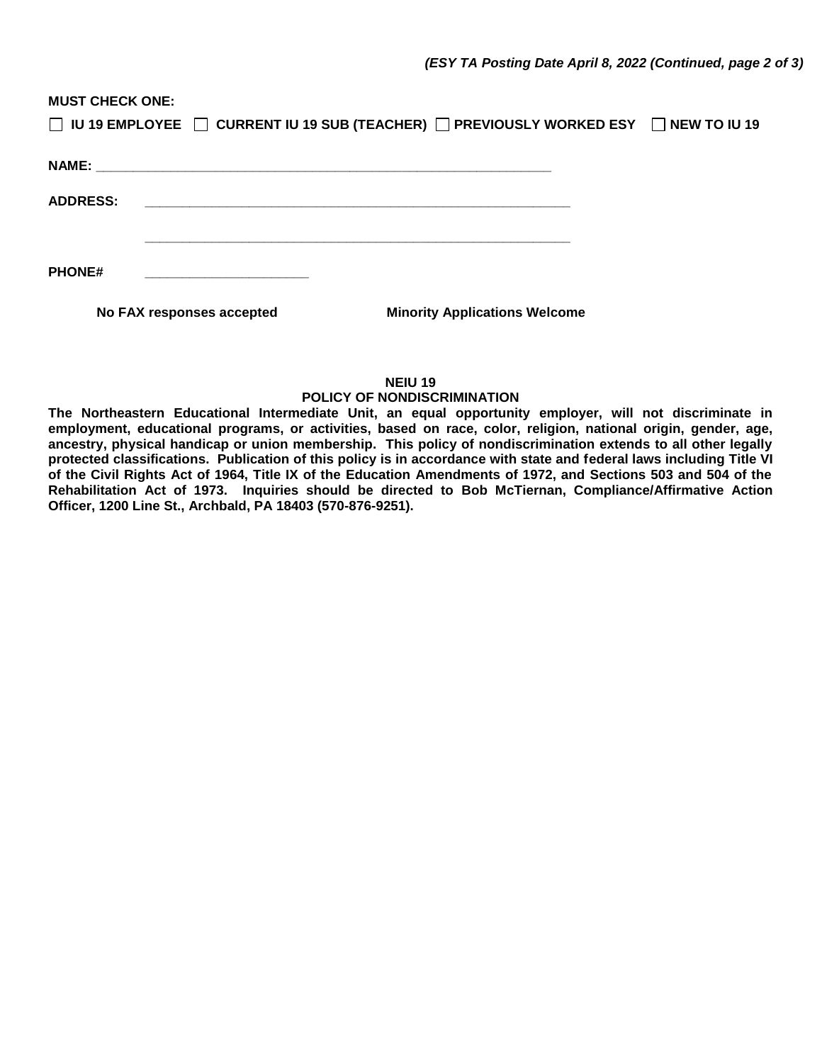*(ESY TA Posting Date April 8, 2022 (Continued, page 2 of 3)*

**MUST CHECK ONE:**

☐ **IU 19 EMPLOYEE** ☐ **CURRENT IU 19 SUB (TEACHER)** ☐ **PREVIOUSLY WORKED ESY** ☐ **NEW TO IU 19**

**NAME:** _______________________________________________________________

**ADDRESS:** __________________________________________________________

__________________________________________________________

**PHONE#** ______________________

**No FAX responses accepted** **Minority Applications Welcome**

**NEIU 19**
**POLICY OF NONDISCRIMINATION**

**The Northeastern Educational Intermediate Unit, an equal opportunity employer, will not discriminate in employment, educational programs, or activities, based on race, color, religion, national origin, gender, age, ancestry, physical handicap or union membership. This policy of nondiscrimination extends to all other legally protected classifications. Publication of this policy is in accordance with state and federal laws including Title VI of the Civil Rights Act of 1964, Title IX of the Education Amendments of 1972, and Sections 503 and 504 of the Rehabilitation Act of 1973. Inquiries should be directed to Bob McTiernan, Compliance/Affirmative Action Officer, 1200 Line St., Archbald, PA 18403 (570-876-9251).**